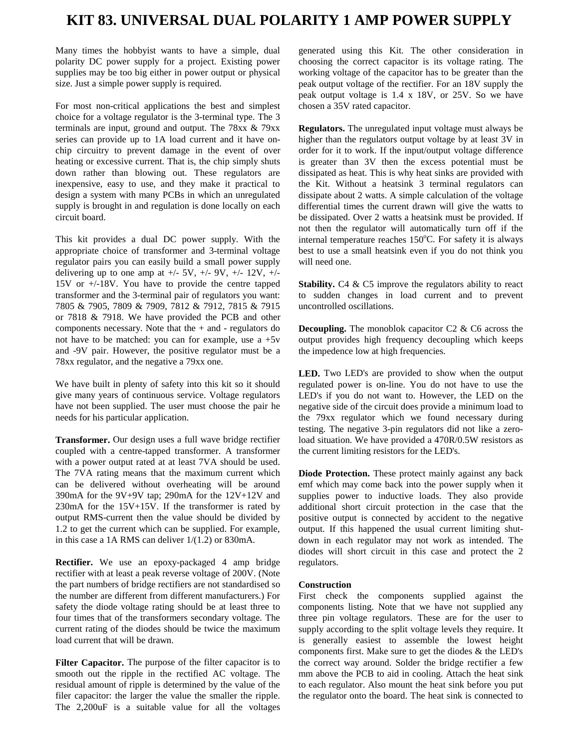# KIT 83. UNIVERSAL DUAL POLARITY 1 AMP POWER SUPPLY

Many times the hobbyist wants to have a simple, dual polarity DC power supply for a project. Existing power supplies may be too big either in power output or physical size. Just a simple power supply is required.

For most non-critical applications the best and simplest choice for a voltage regulator is the 3-terminal type. The 3 terminals are input, ground and output. The 78xx & 79xx series can provide up to 1A load current and it have on-chip circuitry to prevent damage in the event of over heating or excessive current. That is, the chip simply shuts down rather than blowing out. These regulators are inexpensive, easy to use, and they make it practical to design a system with many PCBs in which an unregulated supply is brought in and regulation is done locally on each circuit board.

This kit provides a dual DC power supply. With the appropriate choice of transformer and 3-terminal voltage regulator pairs you can easily build a small power supply delivering up to one amp at +/- 5V, +/- 9V, +/- 12V, +/- 15V or +/-18V. You have to provide the centre tapped transformer and the 3-terminal pair of regulators you want: 7805 & 7905, 7809 & 7909, 7812 & 7912, 7815 & 7915 or 7818 & 7918. We have provided the PCB and other components necessary. Note that the + and - regulators do not have to be matched: you can for example, use a +5v and -9V pair. However, the positive regulator must be a 78xx regulator, and the negative a 79xx one.

We have built in plenty of safety into this kit so it should give many years of continuous service. Voltage regulators have not been supplied. The user must choose the pair he needs for his particular application.

**Transformer.** Our design uses a full wave bridge rectifier coupled with a centre-tapped transformer. A transformer with a power output rated at at least 7VA should be used. The 7VA rating means that the maximum current which can be delivered without overheating will be around 390mA for the 9V+9V tap; 290mA for the 12V+12V and 230mA for the 15V+15V. If the transformer is rated by output RMS-current then the value should be divided by 1.2 to get the current which can be supplied. For example, in this case a 1A RMS can deliver 1/(1.2) or 830mA.

**Rectifier.** We use an epoxy-packaged 4 amp bridge rectifier with at least a peak reverse voltage of 200V. (Note the part numbers of bridge rectifiers are not standardised so the number are different from different manufacturers.) For safety the diode voltage rating should be at least three to four times that of the transformers secondary voltage. The current rating of the diodes should be twice the maximum load current that will be drawn.

**Filter Capacitor.** The purpose of the filter capacitor is to smooth out the ripple in the rectified AC voltage. The residual amount of ripple is determined by the value of the filer capacitor: the larger the value the smaller the ripple. The 2,200uF is a suitable value for all the voltages generated using this Kit. The other consideration in choosing the correct capacitor is its voltage rating. The working voltage of the capacitor has to be greater than the peak output voltage of the rectifier. For an 18V supply the peak output voltage is 1.4 x 18V, or 25V. So we have chosen a 35V rated capacitor.

**Regulators.** The unregulated input voltage must always be higher than the regulators output voltage by at least 3V in order for it to work. If the input/output voltage difference is greater than 3V then the excess potential must be dissipated as heat. This is why heat sinks are provided with the Kit. Without a heatsink 3 terminal regulators can dissipate about 2 watts. A simple calculation of the voltage differential times the current drawn will give the watts to be dissipated. Over 2 watts a heatsink must be provided. If not then the regulator will automatically turn off if the internal temperature reaches 150°C. For safety it is always best to use a small heatsink even if you do not think you will need one.

**Stability.** C4 & C5 improve the regulators ability to react to sudden changes in load current and to prevent uncontrolled oscillations.

**Decoupling.** The monoblok capacitor C2 & C6 across the output provides high frequency decoupling which keeps the impedence low at high frequencies.

**LED.** Two LED's are provided to show when the output regulated power is on-line. You do not have to use the LED's if you do not want to. However, the LED on the negative side of the circuit does provide a minimum load to the 79xx regulator which we found necessary during testing. The negative 3-pin regulators did not like a zero-load situation. We have provided a 470R/0.5W resistors as the current limiting resistors for the LED's.

**Diode Protection.** These protect mainly against any back emf which may come back into the power supply when it supplies power to inductive loads. They also provide additional short circuit protection in the case that the positive output is connected by accident to the negative output. If this happened the usual current limiting shut-down in each regulator may not work as intended. The diodes will short circuit in this case and protect the 2 regulators.

**Construction**

First check the components supplied against the components listing. Note that we have not supplied any three pin voltage regulators. These are for the user to supply according to the split voltage levels they require. It is generally easiest to assemble the lowest height components first. Make sure to get the diodes & the LED's the correct way around. Solder the bridge rectifier a few mm above the PCB to aid in cooling. Attach the heat sink to each regulator. Also mount the heat sink before you put the regulator onto the board. The heat sink is connected to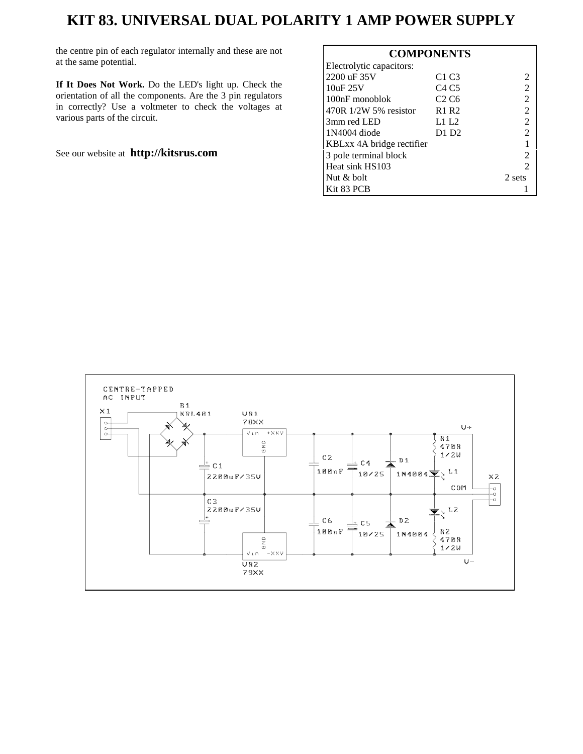# KIT 83. UNIVERSAL DUAL POLARITY 1 AMP POWER SUPPLY

the centre pin of each regulator internally and these are not at the same potential.

**If It Does Not Work.** Do the LED's light up. Check the orientation of all the components. Are the 3 pin regulators in correctly? Use a voltmeter to check the voltages at various parts of the circuit.

See our website at **http://kitsrus.com**

| COMPONENTS | | |
|---|---|---|
| Electrolytic capacitors: | | |
| 2200 uF 35V | C1 C3 | 2 |
| 10uF 25V | C4 C5 | 2 |
| 100nF monoblok | C2 C6 | 2 |
| 470R 1/2W 5% resistor | R1 R2 | 2 |
| 3mm red LED | L1 L2 | 2 |
| 1N4004 diode | D1 D2 | 2 |
| KBLxx 4A bridge rectifier | | 1 |
| 3 pole terminal block | | 2 |
| Heat sink HS103 | | 2 |
| Nut & bolt | | 2 sets |
| Kit 83 PCB | | 1 |

CENTRE-TAPPED AC INPUT
X1
B1 KBL401
VR1 78XX
Vin +XXV
GND
C1 2200uF/35V
C3 2200uF/35V
C2 100nF
C4 10/25
D1 1N4004
C6 100nF
C5 10/25
D2 1N4004
R1 470R 1/2W
L1
COM
L2
R2 470R 1/2W
V+
V−
X2
GND
Vin -XXV
VR2 79XX